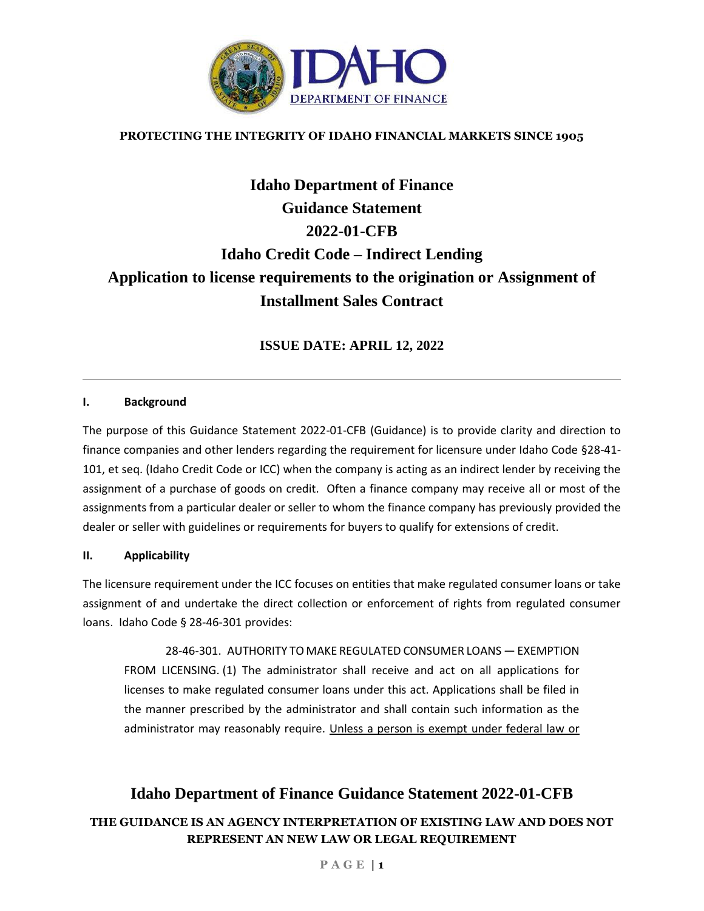**PROTECTING THE INTEGRITY OF IDAHO FINANCIAL MARKETS SINCE 1905**

# Idaho Department of Finance
# Guidance Statement
# 2022-01-CFB
# Idaho Credit Code – Indirect Lending
# Application to license requirements to the origination or Assignment of Installment Sales Contract

**ISSUE DATE: APRIL 12, 2022**

---

## I. Background

The purpose of this Guidance Statement 2022-01-CFB (Guidance) is to provide clarity and direction to finance companies and other lenders regarding the requirement for licensure under Idaho Code §28-41-101, et seq. (Idaho Credit Code or ICC) when the company is acting as an indirect lender by receiving the assignment of a purchase of goods on credit. Often a finance company may receive all or most of the assignments from a particular dealer or seller to whom the finance company has previously provided the dealer or seller with guidelines or requirements for buyers to qualify for extensions of credit.

## II. Applicability

The licensure requirement under the ICC focuses on entities that make regulated consumer loans or take assignment of and undertake the direct collection or enforcement of rights from regulated consumer loans. Idaho Code § 28-46-301 provides:

> 28-46-301. AUTHORITY TO MAKE REGULATED CONSUMER LOANS — EXEMPTION FROM LICENSING. (1) The administrator shall receive and act on all applications for licenses to make regulated consumer loans under this act. Applications shall be filed in the manner prescribed by the administrator and shall contain such information as the administrator may reasonably require. <u>Unless a person is exempt under federal law or</u>

**Idaho Department of Finance Guidance Statement 2022-01-CFB**

**THE GUIDANCE IS AN AGENCY INTERPRETATION OF EXISTING LAW AND DOES NOT REPRESENT AN NEW LAW OR LEGAL REQUIREMENT**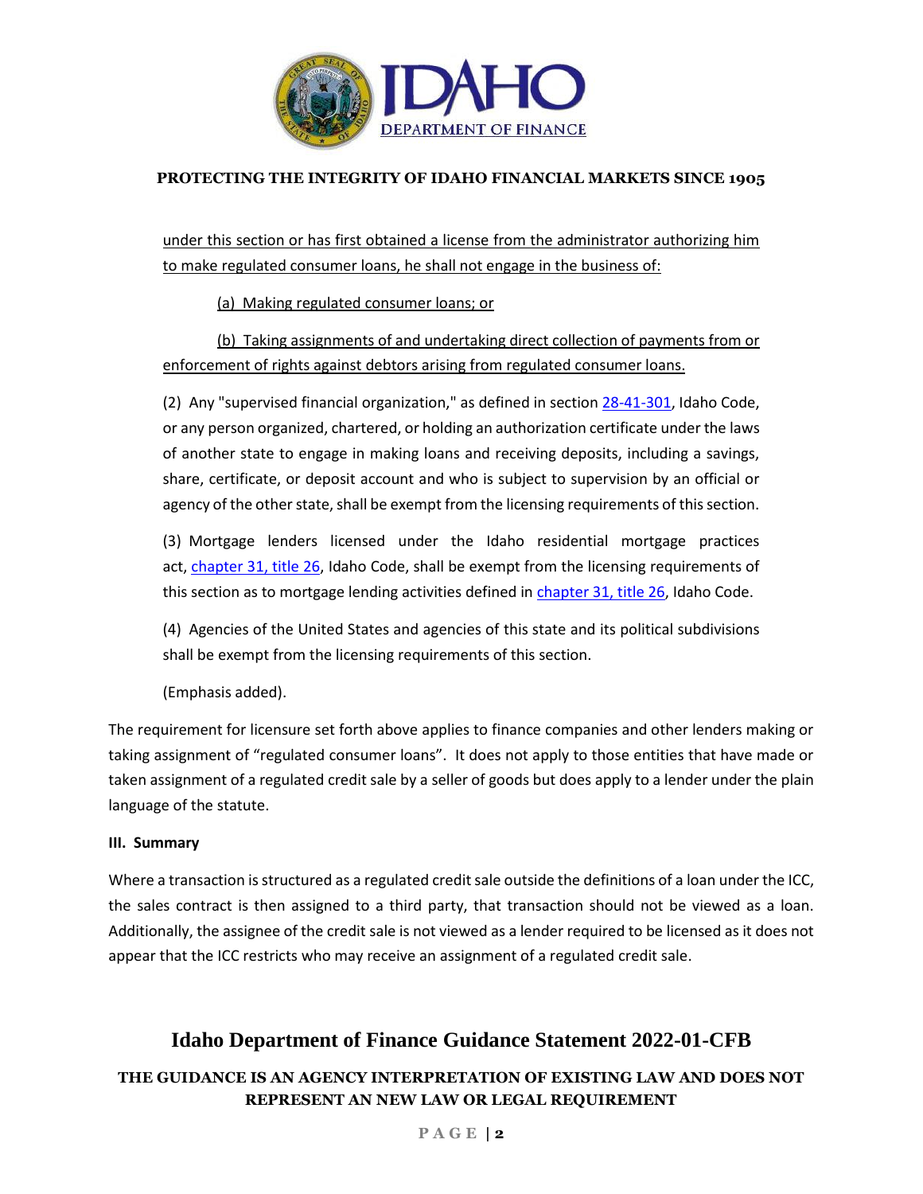under this section or has first obtained a license from the administrator authorizing him to make regulated consumer loans, he shall not engage in the business of:

(a) Making regulated consumer loans; or

(b) Taking assignments of and undertaking direct collection of payments from or enforcement of rights against debtors arising from regulated consumer loans.

(2) Any "supervised financial organization," as defined in section 28-41-301, Idaho Code, or any person organized, chartered, or holding an authorization certificate under the laws of another state to engage in making loans and receiving deposits, including a savings, share, certificate, or deposit account and who is subject to supervision by an official or agency of the other state, shall be exempt from the licensing requirements of this section.

(3) Mortgage lenders licensed under the Idaho residential mortgage practices act, chapter 31, title 26, Idaho Code, shall be exempt from the licensing requirements of this section as to mortgage lending activities defined in chapter 31, title 26, Idaho Code.

(4) Agencies of the United States and agencies of this state and its political subdivisions shall be exempt from the licensing requirements of this section.

(Emphasis added).

The requirement for licensure set forth above applies to finance companies and other lenders making or taking assignment of "regulated consumer loans". It does not apply to those entities that have made or taken assignment of a regulated credit sale by a seller of goods but does apply to a lender under the plain language of the statute.

**III. Summary**

Where a transaction is structured as a regulated credit sale outside the definitions of a loan under the ICC, the sales contract is then assigned to a third party, that transaction should not be viewed as a loan. Additionally, the assignee of the credit sale is not viewed as a lender required to be licensed as it does not appear that the ICC restricts who may receive an assignment of a regulated credit sale.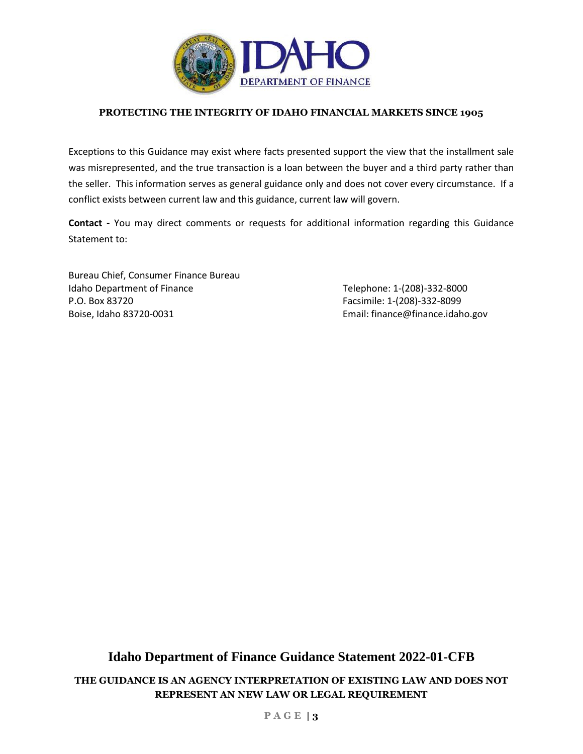Exceptions to this Guidance may exist where facts presented support the view that the installment sale was misrepresented, and the true transaction is a loan between the buyer and a third party rather than the seller. This information serves as general guidance only and does not cover every circumstance. If a conflict exists between current law and this guidance, current law will govern.

**Contact -** You may direct comments or requests for additional information regarding this Guidance Statement to:

Bureau Chief, Consumer Finance Bureau
Idaho Department of Finance
P.O. Box 83720
Boise, Idaho 83720-0031

Telephone: 1-(208)-332-8000
Facsimile: 1-(208)-332-8099
Email: finance@finance.idaho.gov